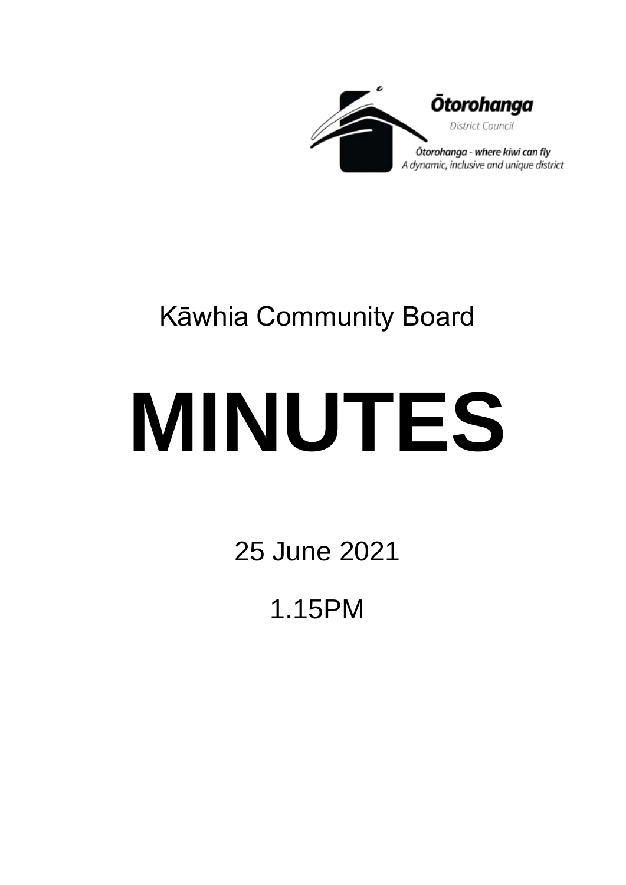Ōtorohanga

District Council

Ōtorohanga - where kiwi can fly

A dynamic, inclusive and unique district

Kāwhia Community Board

# MINUTES

25 June 2021

1.15PM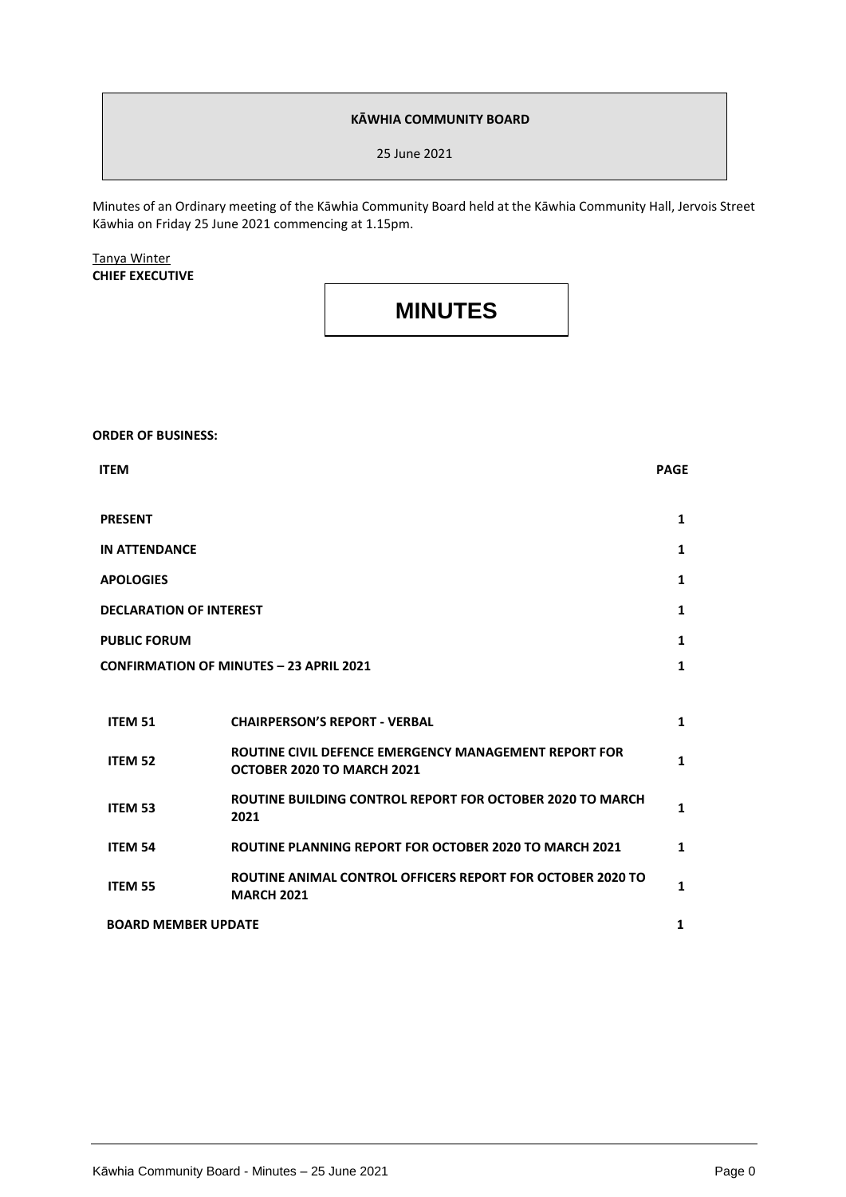**KĀWHIA COMMUNITY BOARD**

25 June 2021

Minutes of an Ordinary meeting of the Kāwhia Community Board held at the Kāwhia Community Hall, Jervois Street Kāwhia on Friday 25 June 2021 commencing at 1.15pm.

Tanya Winter
**CHIEF EXECUTIVE**

# MINUTES

**ORDER OF BUSINESS:**

| ITEM | | PAGE |
|---|---|---|
| **PRESENT** | | **1** |
| **IN ATTENDANCE** | | **1** |
| **APOLOGIES** | | **1** |
| **DECLARATION OF INTEREST** | | **1** |
| **PUBLIC FORUM** | | **1** |
| **CONFIRMATION OF MINUTES – 23 APRIL 2021** | | **1** |
| **ITEM 51** | **CHAIRPERSON'S REPORT - VERBAL** | **1** |
| **ITEM 52** | **ROUTINE CIVIL DEFENCE EMERGENCY MANAGEMENT REPORT FOR OCTOBER 2020 TO MARCH 2021** | **1** |
| **ITEM 53** | **ROUTINE BUILDING CONTROL REPORT FOR OCTOBER 2020 TO MARCH 2021** | **1** |
| **ITEM 54** | **ROUTINE PLANNING REPORT FOR OCTOBER 2020 TO MARCH 2021** | **1** |
| **ITEM 55** | **ROUTINE ANIMAL CONTROL OFFICERS REPORT FOR OCTOBER 2020 TO MARCH 2021** | **1** |
| **BOARD MEMBER UPDATE** | | **1** |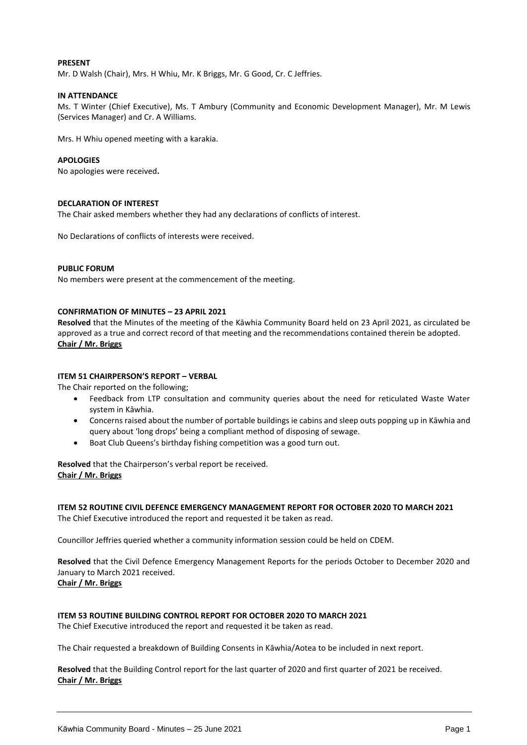**PRESENT**
Mr. D Walsh (Chair), Mrs. H Whiu, Mr. K Briggs, Mr. G Good, Cr. C Jeffries.

**IN ATTENDANCE**
Ms. T Winter (Chief Executive), Ms. T Ambury (Community and Economic Development Manager), Mr. M Lewis (Services Manager) and Cr. A Williams.

Mrs. H Whiu opened meeting with a karakia.

**APOLOGIES**
No apologies were received**.**

**DECLARATION OF INTEREST**
The Chair asked members whether they had any declarations of conflicts of interest.

No Declarations of conflicts of interests were received.

**PUBLIC FORUM**
No members were present at the commencement of the meeting.

**CONFIRMATION OF MINUTES – 23 APRIL 2021**
**Resolved** that the Minutes of the meeting of the Kāwhia Community Board held on 23 April 2021, as circulated be approved as a true and correct record of that meeting and the recommendations contained therein be adopted.
**Chair / Mr. Briggs**

**ITEM 51 CHAIRPERSON'S REPORT – VERBAL**
The Chair reported on the following;

- Feedback from LTP consultation and community queries about the need for reticulated Waste Water system in Kāwhia.
- Concerns raised about the number of portable buildings ie cabins and sleep outs popping up in Kāwhia and query about 'long drops' being a compliant method of disposing of sewage.
- Boat Club Queens's birthday fishing competition was a good turn out.

**Resolved** that the Chairperson's verbal report be received.
**Chair / Mr. Briggs**

**ITEM 52 ROUTINE CIVIL DEFENCE EMERGENCY MANAGEMENT REPORT FOR OCTOBER 2020 TO MARCH 2021**
The Chief Executive introduced the report and requested it be taken as read.

Councillor Jeffries queried whether a community information session could be held on CDEM.

**Resolved** that the Civil Defence Emergency Management Reports for the periods October to December 2020 and January to March 2021 received.
**Chair / Mr. Briggs**

**ITEM 53 ROUTINE BUILDING CONTROL REPORT FOR OCTOBER 2020 TO MARCH 2021**
The Chief Executive introduced the report and requested it be taken as read.

The Chair requested a breakdown of Building Consents in Kāwhia/Aotea to be included in next report.

**Resolved** that the Building Control report for the last quarter of 2020 and first quarter of 2021 be received.
**Chair / Mr. Briggs**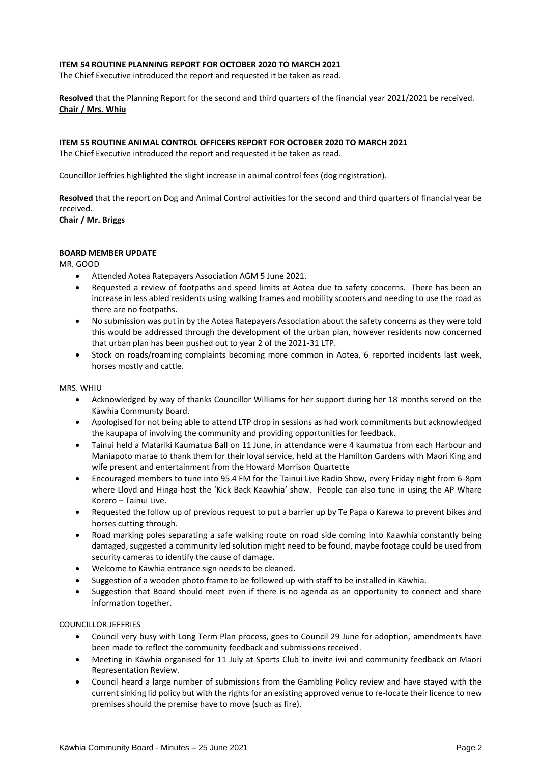**ITEM 54 ROUTINE PLANNING REPORT FOR OCTOBER 2020 TO MARCH 2021**

The Chief Executive introduced the report and requested it be taken as read.

**Resolved** that the Planning Report for the second and third quarters of the financial year 2021/2021 be received.

**Chair / Mrs. Whiu**

**ITEM 55 ROUTINE ANIMAL CONTROL OFFICERS REPORT FOR OCTOBER 2020 TO MARCH 2021**

The Chief Executive introduced the report and requested it be taken as read.

Councillor Jeffries highlighted the slight increase in animal control fees (dog registration).

**Resolved** that the report on Dog and Animal Control activities for the second and third quarters of financial year be received.

**Chair / Mr. Briggs**

**BOARD MEMBER UPDATE**

MR. GOOD

- Attended Aotea Ratepayers Association AGM 5 June 2021.
- Requested a review of footpaths and speed limits at Aotea due to safety concerns. There has been an increase in less abled residents using walking frames and mobility scooters and needing to use the road as there are no footpaths.
- No submission was put in by the Aotea Ratepayers Association about the safety concerns as they were told this would be addressed through the development of the urban plan, however residents now concerned that urban plan has been pushed out to year 2 of the 2021-31 LTP.
- Stock on roads/roaming complaints becoming more common in Aotea, 6 reported incidents last week, horses mostly and cattle.

MRS. WHIU

- Acknowledged by way of thanks Councillor Williams for her support during her 18 months served on the Kāwhia Community Board.
- Apologised for not being able to attend LTP drop in sessions as had work commitments but acknowledged the kaupapa of involving the community and providing opportunities for feedback.
- Tainui held a Matariki Kaumatua Ball on 11 June, in attendance were 4 kaumatua from each Harbour and Maniapoto marae to thank them for their loyal service, held at the Hamilton Gardens with Maori King and wife present and entertainment from the Howard Morrison Quartette
- Encouraged members to tune into 95.4 FM for the Tainui Live Radio Show, every Friday night from 6-8pm where Lloyd and Hinga host the 'Kick Back Kaawhia' show. People can also tune in using the AP Whare Korero – Tainui Live.
- Requested the follow up of previous request to put a barrier up by Te Papa o Karewa to prevent bikes and horses cutting through.
- Road marking poles separating a safe walking route on road side coming into Kaawhia constantly being damaged, suggested a community led solution might need to be found, maybe footage could be used from security cameras to identify the cause of damage.
- Welcome to Kāwhia entrance sign needs to be cleaned.
- Suggestion of a wooden photo frame to be followed up with staff to be installed in Kāwhia.
- Suggestion that Board should meet even if there is no agenda as an opportunity to connect and share information together.

COUNCILLOR JEFFRIES

- Council very busy with Long Term Plan process, goes to Council 29 June for adoption, amendments have been made to reflect the community feedback and submissions received.
- Meeting in Kāwhia organised for 11 July at Sports Club to invite iwi and community feedback on Maori Representation Review.
- Council heard a large number of submissions from the Gambling Policy review and have stayed with the current sinking lid policy but with the rights for an existing approved venue to re-locate their licence to new premises should the premise have to move (such as fire).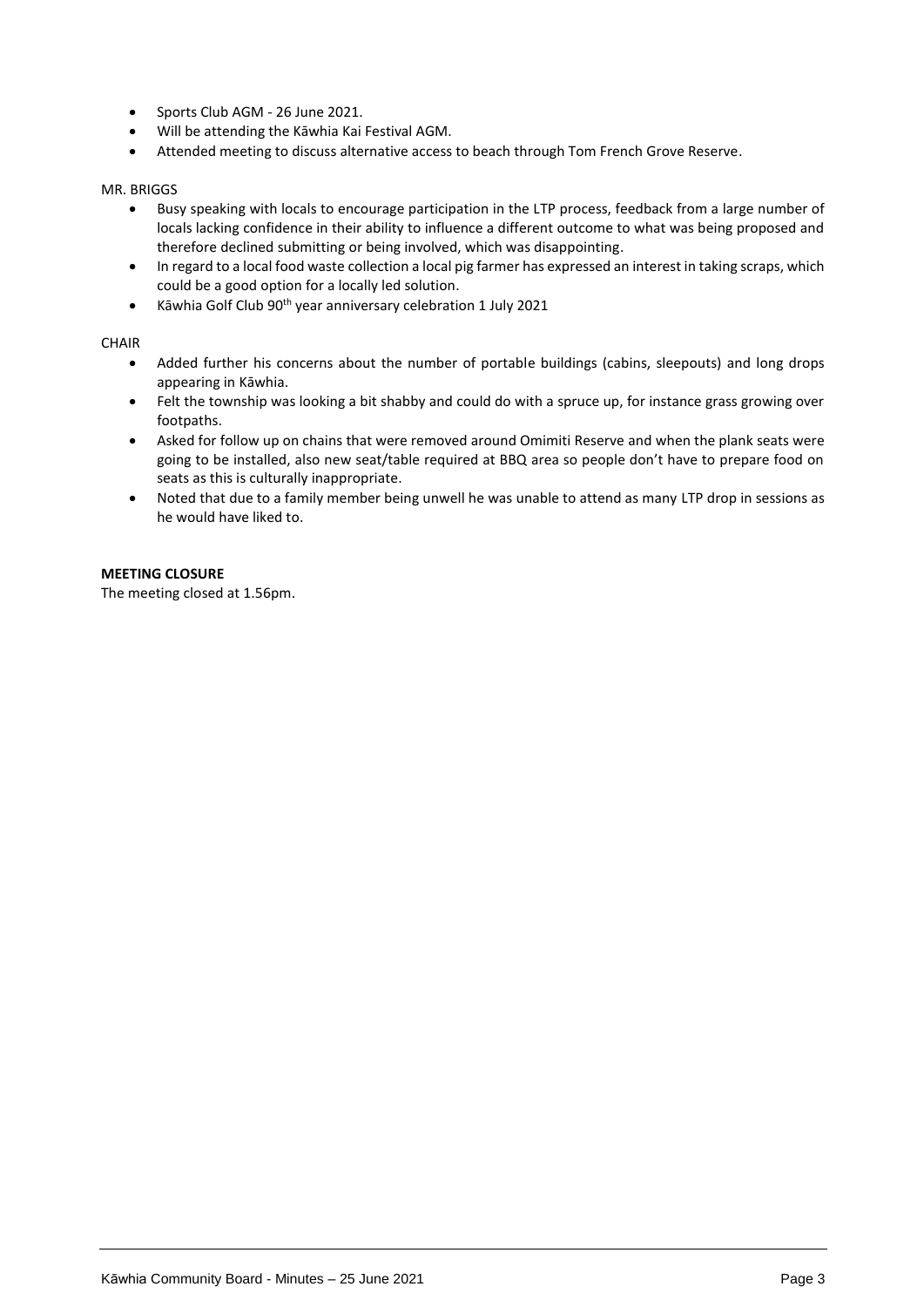- Sports Club AGM - 26 June 2021.
- Will be attending the Kāwhia Kai Festival AGM.
- Attended meeting to discuss alternative access to beach through Tom French Grove Reserve.

MR. BRIGGS

- Busy speaking with locals to encourage participation in the LTP process, feedback from a large number of locals lacking confidence in their ability to influence a different outcome to what was being proposed and therefore declined submitting or being involved, which was disappointing.
- In regard to a local food waste collection a local pig farmer has expressed an interest in taking scraps, which could be a good option for a locally led solution.
- Kāwhia Golf Club 90th year anniversary celebration 1 July 2021

CHAIR

- Added further his concerns about the number of portable buildings (cabins, sleepouts) and long drops appearing in Kāwhia.
- Felt the township was looking a bit shabby and could do with a spruce up, for instance grass growing over footpaths.
- Asked for follow up on chains that were removed around Omimiti Reserve and when the plank seats were going to be installed, also new seat/table required at BBQ area so people don't have to prepare food on seats as this is culturally inappropriate.
- Noted that due to a family member being unwell he was unable to attend as many LTP drop in sessions as he would have liked to.

**MEETING CLOSURE**

The meeting closed at 1.56pm.